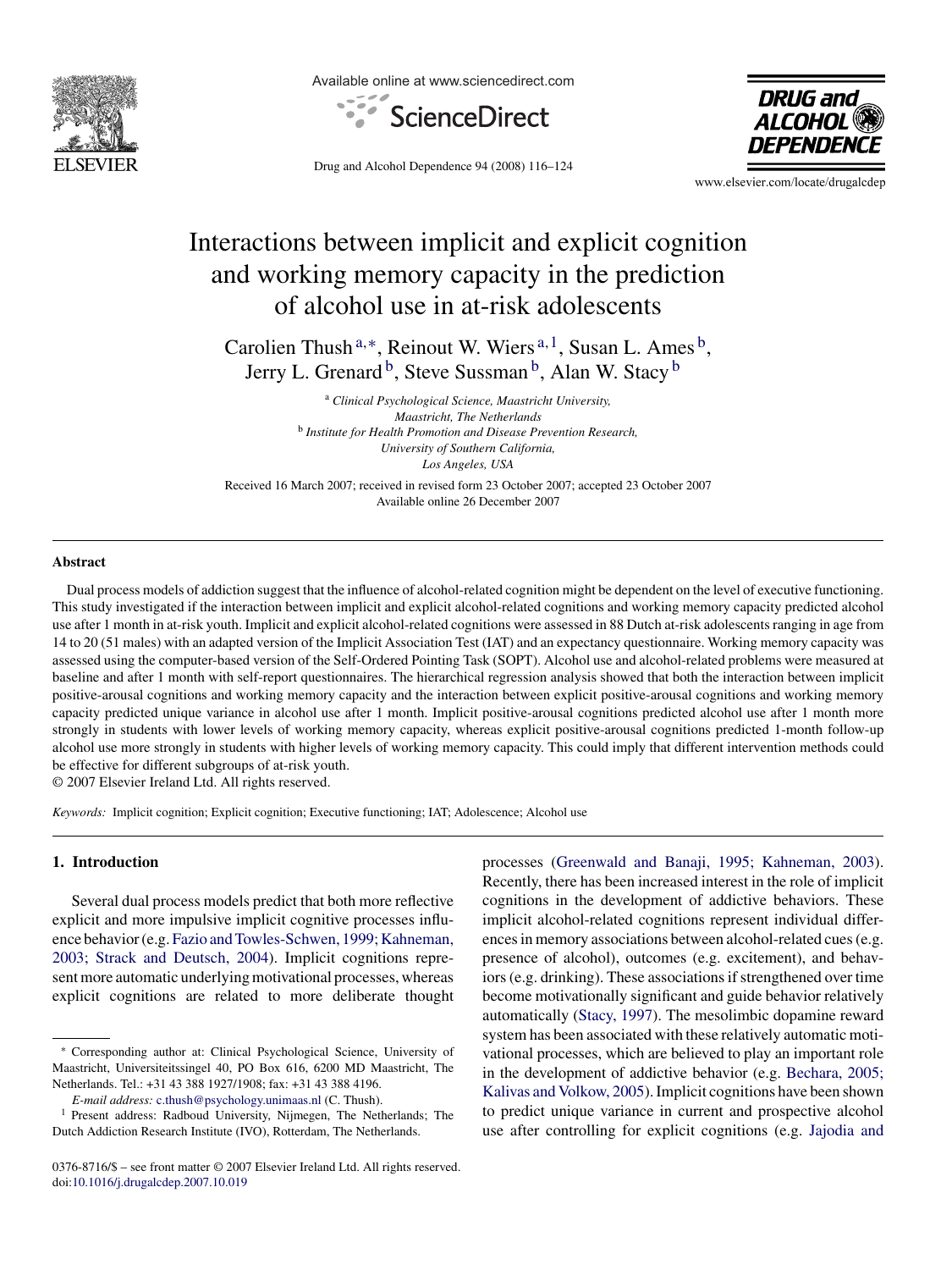# Interactions between implicit and explicit cognition and working memory capacity in the prediction of alcohol use in at-risk adolescents

Carolien Thush [a,*], Reinout W. Wiers [a,1], Susan L. Ames [b], Jerry L. Grenard [b], Steve Sussman [b], Alan W. Stacy [b]

[a] *Clinical Psychological Science, Maastricht University, Maastricht, The Netherlands*

[b] *Institute for Health Promotion and Disease Prevention Research, University of Southern California, Los Angeles, USA*

Received 16 March 2007; received in revised form 23 October 2007; accepted 23 October 2007
Available online 26 December 2007

## Abstract

Dual process models of addiction suggest that the influence of alcohol-related cognition might be dependent on the level of executive functioning. This study investigated if the interaction between implicit and explicit alcohol-related cognitions and working memory capacity predicted alcohol use after 1 month in at-risk youth. Implicit and explicit alcohol-related cognitions were assessed in 88 Dutch at-risk adolescents ranging in age from 14 to 20 (51 males) with an adapted version of the Implicit Association Test (IAT) and an expectancy questionnaire. Working memory capacity was assessed using the computer-based version of the Self-Ordered Pointing Task (SOPT). Alcohol use and alcohol-related problems were measured at baseline and after 1 month with self-report questionnaires. The hierarchical regression analysis showed that both the interaction between implicit positive-arousal cognitions and working memory capacity and the interaction between explicit positive-arousal cognitions and working memory capacity predicted unique variance in alcohol use after 1 month. Implicit positive-arousal cognitions predicted alcohol use after 1 month more strongly in students with lower levels of working memory capacity, whereas explicit positive-arousal cognitions predicted 1-month follow-up alcohol use more strongly in students with higher levels of working memory capacity. This could imply that different intervention methods could be effective for different subgroups of at-risk youth.

© 2007 Elsevier Ireland Ltd. All rights reserved.

*Keywords:* Implicit cognition; Explicit cognition; Executive functioning; IAT; Adolescence; Alcohol use

## 1. Introduction

Several dual process models predict that both more reflective explicit and more impulsive implicit cognitive processes influence behavior (e.g. Fazio and Towles-Schwen, 1999; Kahneman, 2003; Strack and Deutsch, 2004). Implicit cognitions represent more automatic underlying motivational processes, whereas explicit cognitions are related to more deliberate thought processes (Greenwald and Banaji, 1995; Kahneman, 2003). Recently, there has been increased interest in the role of implicit cognitions in the development of addictive behaviors. These implicit alcohol-related cognitions represent individual differences in memory associations between alcohol-related cues (e.g. presence of alcohol), outcomes (e.g. excitement), and behaviors (e.g. drinking). These associations if strengthened over time become motivationally significant and guide behavior relatively automatically (Stacy, 1997). The mesolimbic dopamine reward system has been associated with these relatively automatic motivational processes, which are believed to play an important role in the development of addictive behavior (e.g. Bechara, 2005; Kalivas and Volkow, 2005). Implicit cognitions have been shown to predict unique variance in current and prospective alcohol use after controlling for explicit cognitions (e.g. Jajodia and

* Corresponding author at: Clinical Psychological Science, University of Maastricht, Universiteitssingel 40, PO Box 616, 6200 MD Maastricht, The Netherlands. Tel.: +31 43 388 1927/1908; fax: +31 43 388 4196.

*E-mail address:* c.thush@psychology.unimaas.nl (C. Thush).

[1] Present address: Radboud University, Nijmegen, The Netherlands; The Dutch Addiction Research Institute (IVO), Rotterdam, The Netherlands.

0376-8716/$ – see front matter © 2007 Elsevier Ireland Ltd. All rights reserved.
doi:10.1016/j.drugalcdep.2007.10.019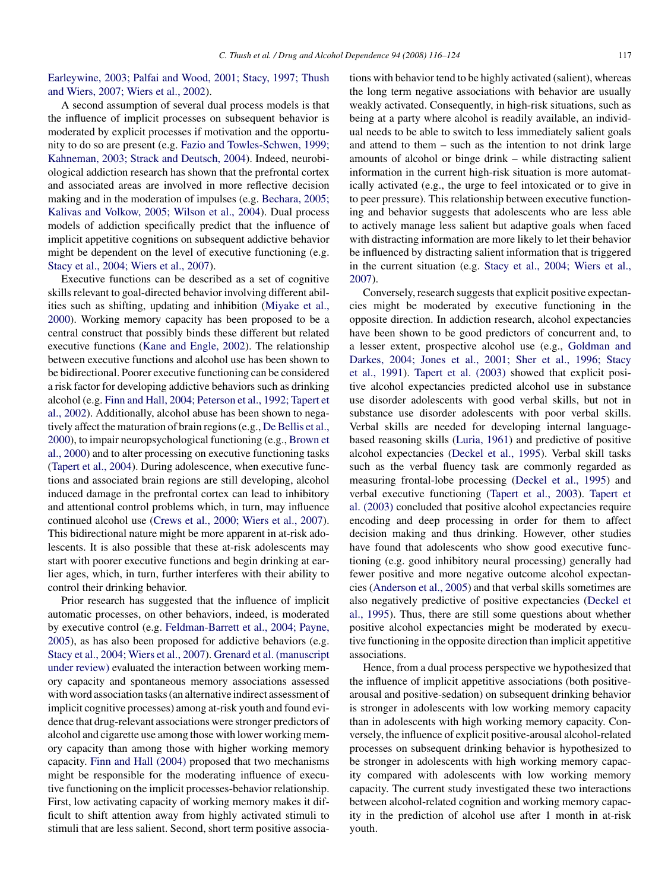Earleywine, 2003; Palfai and Wood, 2001; Stacy, 1997; Thush and Wiers, 2007; Wiers et al., 2002).

A second assumption of several dual process models is that the influence of implicit processes on subsequent behavior is moderated by explicit processes if motivation and the opportunity to do so are present (e.g. Fazio and Towles-Schwen, 1999; Kahneman, 2003; Strack and Deutsch, 2004). Indeed, neurobiological addiction research has shown that the prefrontal cortex and associated areas are involved in more reflective decision making and in the moderation of impulses (e.g. Bechara, 2005; Kalivas and Volkow, 2005; Wilson et al., 2004). Dual process models of addiction specifically predict that the influence of implicit appetitive cognitions on subsequent addictive behavior might be dependent on the level of executive functioning (e.g. Stacy et al., 2004; Wiers et al., 2007).

Executive functions can be described as a set of cognitive skills relevant to goal-directed behavior involving different abilities such as shifting, updating and inhibition (Miyake et al., 2000). Working memory capacity has been proposed to be a central construct that possibly binds these different but related executive functions (Kane and Engle, 2002). The relationship between executive functions and alcohol use has been shown to be bidirectional. Poorer executive functioning can be considered a risk factor for developing addictive behaviors such as drinking alcohol (e.g. Finn and Hall, 2004; Peterson et al., 1992; Tapert et al., 2002). Additionally, alcohol abuse has been shown to negatively affect the maturation of brain regions (e.g., De Bellis et al., 2000), to impair neuropsychological functioning (e.g., Brown et al., 2000) and to alter processing on executive functioning tasks (Tapert et al., 2004). During adolescence, when executive functions and associated brain regions are still developing, alcohol induced damage in the prefrontal cortex can lead to inhibitory and attentional control problems which, in turn, may influence continued alcohol use (Crews et al., 2000; Wiers et al., 2007). This bidirectional nature might be more apparent in at-risk adolescents. It is also possible that these at-risk adolescents may start with poorer executive functions and begin drinking at earlier ages, which, in turn, further interferes with their ability to control their drinking behavior.

Prior research has suggested that the influence of implicit automatic processes, on other behaviors, indeed, is moderated by executive control (e.g. Feldman-Barrett et al., 2004; Payne, 2005), as has also been proposed for addictive behaviors (e.g. Stacy et al., 2004; Wiers et al., 2007). Grenard et al. (manuscript under review) evaluated the interaction between working memory capacity and spontaneous memory associations assessed with word association tasks (an alternative indirect assessment of implicit cognitive processes) among at-risk youth and found evidence that drug-relevant associations were stronger predictors of alcohol and cigarette use among those with lower working memory capacity than among those with higher working memory capacity. Finn and Hall (2004) proposed that two mechanisms might be responsible for the moderating influence of executive functioning on the implicit processes-behavior relationship. First, low activating capacity of working memory makes it difficult to shift attention away from highly activated stimuli to stimuli that are less salient. Second, short term positive associations with behavior tend to be highly activated (salient), whereas the long term negative associations with behavior are usually weakly activated. Consequently, in high-risk situations, such as being at a party where alcohol is readily available, an individual needs to be able to switch to less immediately salient goals and attend to them – such as the intention to not drink large amounts of alcohol or binge drink – while distracting salient information in the current high-risk situation is more automatically activated (e.g., the urge to feel intoxicated or to give in to peer pressure). This relationship between executive functioning and behavior suggests that adolescents who are less able to actively manage less salient but adaptive goals when faced with distracting information are more likely to let their behavior be influenced by distracting salient information that is triggered in the current situation (e.g. Stacy et al., 2004; Wiers et al., 2007).

Conversely, research suggests that explicit positive expectancies might be moderated by executive functioning in the opposite direction. In addiction research, alcohol expectancies have been shown to be good predictors of concurrent and, to a lesser extent, prospective alcohol use (e.g., Goldman and Darkes, 2004; Jones et al., 2001; Sher et al., 1996; Stacy et al., 1991). Tapert et al. (2003) showed that explicit positive expectancies predicted alcohol use in substance use disorder adolescents with good verbal skills, but not in substance use disorder adolescents with poor verbal skills. Verbal skills are needed for developing internal language-based reasoning skills (Luria, 1961) and predictive of positive alcohol expectancies (Deckel et al., 1995). Verbal skill tasks such as the verbal fluency task are commonly regarded as measuring frontal-lobe processing (Deckel et al., 1995) and verbal executive functioning (Tapert et al., 2003). Tapert et al. (2003) concluded that positive alcohol expectancies require encoding and deep processing in order for them to affect decision making and thus drinking. However, other studies have found that adolescents who show good executive functioning (e.g. good inhibitory neural processing) generally had fewer positive and more negative outcome alcohol expectancies (Anderson et al., 2005) and that verbal skills sometimes are also negatively predictive of positive expectancies (Deckel et al., 1995). Thus, there are still some questions about whether positive alcohol expectancies might be moderated by executive functioning in the opposite direction than implicit appetitive associations.

Hence, from a dual process perspective we hypothesized that the influence of implicit appetitive associations (both positive-arousal and positive-sedation) on subsequent drinking behavior is stronger in adolescents with low working memory capacity than in adolescents with high working memory capacity. Conversely, the influence of explicit positive-arousal alcohol-related processes on subsequent drinking behavior is hypothesized to be stronger in adolescents with high working memory capacity compared with adolescents with low working memory capacity. The current study investigated these two interactions between alcohol-related cognition and working memory capacity in the prediction of alcohol use after 1 month in at-risk youth.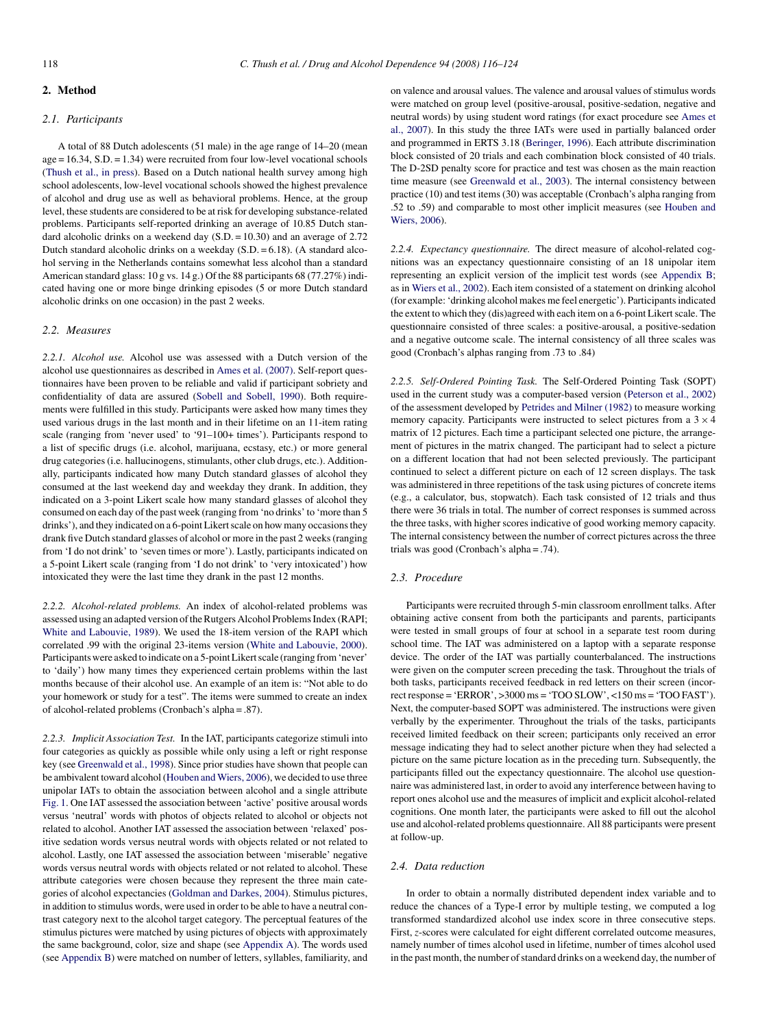## 2. Method

### 2.1. Participants

A total of 88 Dutch adolescents (51 male) in the age range of 14–20 (mean age = 16.34, S.D. = 1.34) were recruited from four low-level vocational schools (Thush et al., in press). Based on a Dutch national health survey among high school adolescents, low-level vocational schools showed the highest prevalence of alcohol and drug use as well as behavioral problems. Hence, at the group level, these students are considered to be at risk for developing substance-related problems. Participants self-reported drinking an average of 10.85 Dutch standard alcoholic drinks on a weekend day (S.D. = 10.30) and an average of 2.72 Dutch standard alcoholic drinks on a weekday (S.D. = 6.18). (A standard alcohol serving in the Netherlands contains somewhat less alcohol than a standard American standard glass: 10 g vs. 14 g.) Of the 88 participants 68 (77.27%) indicated having one or more binge drinking episodes (5 or more Dutch standard alcoholic drinks on one occasion) in the past 2 weeks.

### 2.2. Measures

*2.2.1. Alcohol use.* Alcohol use was assessed with a Dutch version of the alcohol use questionnaires as described in Ames et al. (2007). Self-report questionnaires have been proven to be reliable and valid if participant sobriety and confidentiality of data are assured (Sobell and Sobell, 1990). Both requirements were fulfilled in this study. Participants were asked how many times they used various drugs in the last month and in their lifetime on an 11-item rating scale (ranging from 'never used' to '91–100+ times'). Participants respond to a list of specific drugs (i.e. alcohol, marijuana, ecstasy, etc.) or more general drug categories (i.e. hallucinogens, stimulants, other club drugs, etc.). Additionally, participants indicated how many Dutch standard glasses of alcohol they consumed at the last weekend day and weekday they drank. In addition, they indicated on a 3-point Likert scale how many standard glasses of alcohol they consumed on each day of the past week (ranging from 'no drinks' to 'more than 5 drinks'), and they indicated on a 6-point Likert scale on how many occasions they drank five Dutch standard glasses of alcohol or more in the past 2 weeks (ranging from 'I do not drink' to 'seven times or more'). Lastly, participants indicated on a 5-point Likert scale (ranging from 'I do not drink' to 'very intoxicated') how intoxicated they were the last time they drank in the past 12 months.

*2.2.2. Alcohol-related problems.* An index of alcohol-related problems was assessed using an adapted version of the Rutgers Alcohol Problems Index (RAPI; White and Labouvie, 1989). We used the 18-item version of the RAPI which correlated .99 with the original 23-items version (White and Labouvie, 2000). Participants were asked to indicate on a 5-point Likert scale (ranging from 'never' to 'daily') how many times they experienced certain problems within the last months because of their alcohol use. An example of an item is: "Not able to do your homework or study for a test". The items were summed to create an index of alcohol-related problems (Cronbach's alpha = .87).

*2.2.3. Implicit Association Test.* In the IAT, participants categorize stimuli into four categories as quickly as possible while only using a left or right response key (see Greenwald et al., 1998). Since prior studies have shown that people can be ambivalent toward alcohol (Houben and Wiers, 2006), we decided to use three unipolar IATs to obtain the association between alcohol and a single attribute Fig. 1. One IAT assessed the association between 'active' positive arousal words versus 'neutral' words with photos of objects related to alcohol or objects not related to alcohol. Another IAT assessed the association between 'relaxed' positive sedation words versus neutral words with objects related or not related to alcohol. Lastly, one IAT assessed the association between 'miserable' negative words versus neutral words with objects related or not related to alcohol. These attribute categories were chosen because they represent the three main categories of alcohol expectancies (Goldman and Darkes, 2004). Stimulus pictures, in addition to stimulus words, were used in order to be able to have a neutral contrast category next to the alcohol target category. The perceptual features of the stimulus pictures were matched by using pictures of objects with approximately the same background, color, size and shape (see Appendix A). The words used (see Appendix B) were matched on number of letters, syllables, familiarity, and on valence and arousal values. The valence and arousal values of stimulus words were matched on group level (positive-arousal, positive-sedation, negative and neutral words) by using student word ratings (for exact procedure see Ames et al., 2007). In this study the three IATs were used in partially balanced order and programmed in ERTS 3.18 (Beringer, 1996). Each attribute discrimination block consisted of 20 trials and each combination block consisted of 40 trials. The D-2SD penalty score for practice and test was chosen as the main reaction time measure (see Greenwald et al., 2003). The internal consistency between practice (10) and test items (30) was acceptable (Cronbach's alpha ranging from .52 to .59) and comparable to most other implicit measures (see Houben and Wiers, 2006).

*2.2.4. Expectancy questionnaire.* The direct measure of alcohol-related cognitions was an expectancy questionnaire consisting of an 18 unipolar item representing an explicit version of the implicit test words (see Appendix B; as in Wiers et al., 2002). Each item consisted of a statement on drinking alcohol (for example: 'drinking alcohol makes me feel energetic'). Participants indicated the extent to which they (dis)agreed with each item on a 6-point Likert scale. The questionnaire consisted of three scales: a positive-arousal, a positive-sedation and a negative outcome scale. The internal consistency of all three scales was good (Cronbach's alphas ranging from .73 to .84)

*2.2.5. Self-Ordered Pointing Task.* The Self-Ordered Pointing Task (SOPT) used in the current study was a computer-based version (Peterson et al., 2002) of the assessment developed by Petrides and Milner (1982) to measure working memory capacity. Participants were instructed to select pictures from a $3 \times 4$ matrix of 12 pictures. Each time a participant selected one picture, the arrangement of pictures in the matrix changed. The participant had to select a picture on a different location that had not been selected previously. The participant continued to select a different picture on each of 12 screen displays. The task was administered in three repetitions of the task using pictures of concrete items (e.g., a calculator, bus, stopwatch). Each task consisted of 12 trials and thus there were 36 trials in total. The number of correct responses is summed across the three tasks, with higher scores indicative of good working memory capacity. The internal consistency between the number of correct pictures across the three trials was good (Cronbach's alpha = .74).

### 2.3. Procedure

Participants were recruited through 5-min classroom enrollment talks. After obtaining active consent from both the participants and parents, participants were tested in small groups of four at school in a separate test room during school time. The IAT was administered on a laptop with a separate response device. The order of the IAT was partially counterbalanced. The instructions were given on the computer screen preceding the task. Throughout the trials of both tasks, participants received feedback in red letters on their screen (incorrect response = 'ERROR', >3000 ms = 'TOO SLOW', <150 ms = 'TOO FAST'). Next, the computer-based SOPT was administered. The instructions were given verbally by the experimenter. Throughout the trials of the tasks, participants received limited feedback on their screen; participants only received an error message indicating they had to select another picture when they had selected a picture on the same picture location as in the preceding turn. Subsequently, the participants filled out the expectancy questionnaire. The alcohol use questionnaire was administered last, in order to avoid any interference between having to report ones alcohol use and the measures of implicit and explicit alcohol-related cognitions. One month later, the participants were asked to fill out the alcohol use and alcohol-related problems questionnaire. All 88 participants were present at follow-up.

### 2.4. Data reduction

In order to obtain a normally distributed dependent index variable and to reduce the chances of a Type-I error by multiple testing, we computed a log transformed standardized alcohol use index score in three consecutive steps. First, $z$-scores were calculated for eight different correlated outcome measures, namely number of times alcohol used in lifetime, number of times alcohol used in the past month, the number of standard drinks on a weekend day, the number of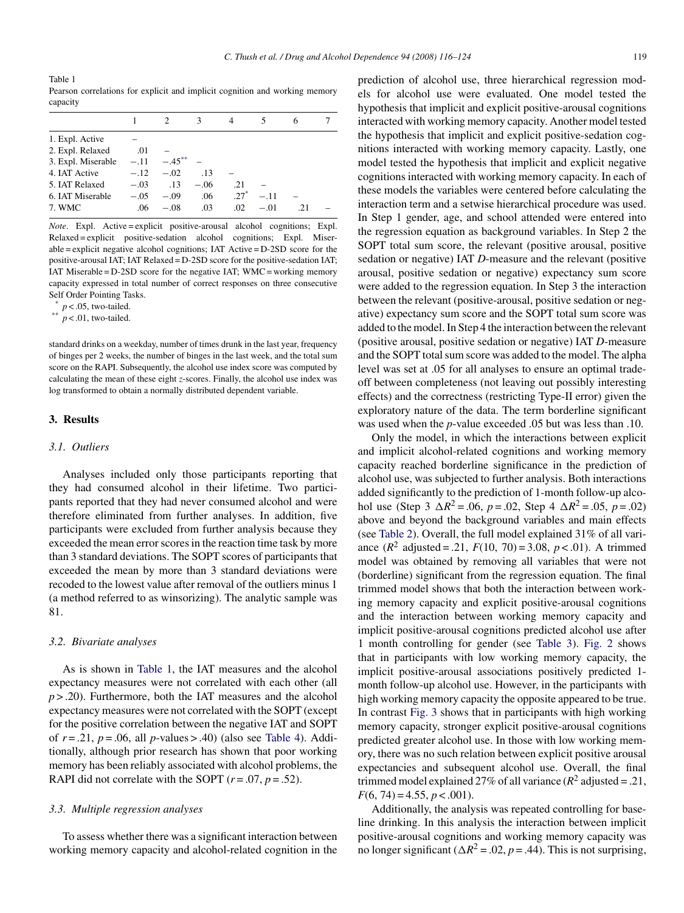Table 1
Pearson correlations for explicit and implicit cognition and working memory capacity

| | 1 | 2 | 3 | 4 | 5 | 6 | 7 |
|---|---|---|---|---|---|---|---|
| 1. Expl. Active | – | | | | | | |
| 2. Expl. Relaxed | .01 | – | | | | | |
| 3. Expl. Miserable | −.11 | −.45** | – | | | | |
| 4. IAT Active | −.12 | −.02 | .13 | – | | | |
| 5. IAT Relaxed | −.03 | .13 | −.06 | .21 | – | | |
| 6. IAT Miserable | −.05 | −.09 | .06 | .27* | −.11 | – | |
| 7. WMC | .06 | −.08 | .03 | .02 | −.01 | .21 | – |

*Note*. Expl. Active = explicit positive-arousal alcohol cognitions; Expl. Relaxed = explicit positive-sedation alcohol cognitions; Expl. Miserable = explicit negative alcohol cognitions; IAT Active = D-2SD score for the positive-arousal IAT; IAT Relaxed = D-2SD score for the positive-sedation IAT; IAT Miserable = D-2SD score for the negative IAT; WMC = working memory capacity expressed in total number of correct responses on three consecutive Self Order Pointing Tasks.

\* $p < .05$, two-tailed.

\*\* $p < .01$, two-tailed.

standard drinks on a weekday, number of times drunk in the last year, frequency of binges per 2 weeks, the number of binges in the last week, and the total sum score on the RAPI. Subsequently, the alcohol use index score was computed by calculating the mean of these eight $z$-scores. Finally, the alcohol use index was log transformed to obtain a normally distributed dependent variable.

## 3. Results

### 3.1. Outliers

Analyses included only those participants reporting that they had consumed alcohol in their lifetime. Two participants reported that they had never consumed alcohol and were therefore eliminated from further analyses. In addition, five participants were excluded from further analysis because they exceeded the mean error scores in the reaction time task by more than 3 standard deviations. The SOPT scores of participants that exceeded the mean by more than 3 standard deviations were recoded to the lowest value after removal of the outliers minus 1 (a method referred to as winsorizing). The analytic sample was 81.

### 3.2. Bivariate analyses

As is shown in Table 1, the IAT measures and the alcohol expectancy measures were not correlated with each other (all $p > .20$). Furthermore, both the IAT measures and the alcohol expectancy measures were not correlated with the SOPT (except for the positive correlation between the negative IAT and SOPT of $r = .21$, $p = .06$, all $p$-values $> .40$) (also see Table 4). Additionally, although prior research has shown that poor working memory has been reliably associated with alcohol problems, the RAPI did not correlate with the SOPT ($r = .07$, $p = .52$).

### 3.3. Multiple regression analyses

To assess whether there was a significant interaction between working memory capacity and alcohol-related cognition in the prediction of alcohol use, three hierarchical regression models for alcohol use were evaluated. One model tested the hypothesis that implicit and explicit positive-arousal cognitions interacted with working memory capacity. Another model tested the hypothesis that implicit and explicit positive-sedation cognitions interacted with working memory capacity. Lastly, one model tested the hypothesis that implicit and explicit negative cognitions interacted with working memory capacity. In each of these models the variables were centered before calculating the interaction term and a setwise hierarchical procedure was used. In Step 1 gender, age, and school attended were entered into the regression equation as background variables. In Step 2 the SOPT total sum score, the relevant (positive arousal, positive sedation or negative) IAT $D$-measure and the relevant (positive arousal, positive sedation or negative) expectancy sum score were added to the regression equation. In Step 3 the interaction between the relevant (positive-arousal, positive sedation or negative) expectancy sum score and the SOPT total sum score was added to the model. In Step 4 the interaction between the relevant (positive arousal, positive sedation or negative) IAT $D$-measure and the SOPT total sum score was added to the model. The alpha level was set at .05 for all analyses to ensure an optimal trade-off between completeness (not leaving out possibly interesting effects) and the correctness (restricting Type-II error) given the exploratory nature of the data. The term borderline significant was used when the $p$-value exceeded .05 but was less than .10.

Only the model, in which the interactions between explicit and implicit alcohol-related cognitions and working memory capacity reached borderline significance in the prediction of alcohol use, was subjected to further analysis. Both interactions added significantly to the prediction of 1-month follow-up alcohol use (Step 3 $\Delta R^2 = .06$, $p = .02$, Step 4 $\Delta R^2 = .05$, $p = .02$) above and beyond the background variables and main effects (see Table 2). Overall, the full model explained 31% of all variance ($R^2$ adjusted $= .21$, $F(10, 70) = 3.08$, $p < .01$). A trimmed model was obtained by removing all variables that were not (borderline) significant from the regression equation. The final trimmed model shows that both the interaction between working memory capacity and explicit positive-arousal cognitions and the interaction between working memory capacity and implicit positive-arousal cognitions predicted alcohol use after 1 month controlling for gender (see Table 3). Fig. 2 shows that in participants with low working memory capacity, the implicit positive-arousal associations positively predicted 1-month follow-up alcohol use. However, in the participants with high working memory capacity the opposite appeared to be true. In contrast Fig. 3 shows that in participants with high working memory capacity, stronger explicit positive-arousal cognitions predicted greater alcohol use. In those with low working memory, there was no such relation between explicit positive arousal expectancies and subsequent alcohol use. Overall, the final trimmed model explained 27% of all variance ($R^2$ adjusted $= .21$, $F(6, 74) = 4.55$, $p < .001$).

Additionally, the analysis was repeated controlling for baseline drinking. In this analysis the interaction between implicit positive-arousal cognitions and working memory capacity was no longer significant ($\Delta R^2 = .02$, $p = .44$). This is not surprising,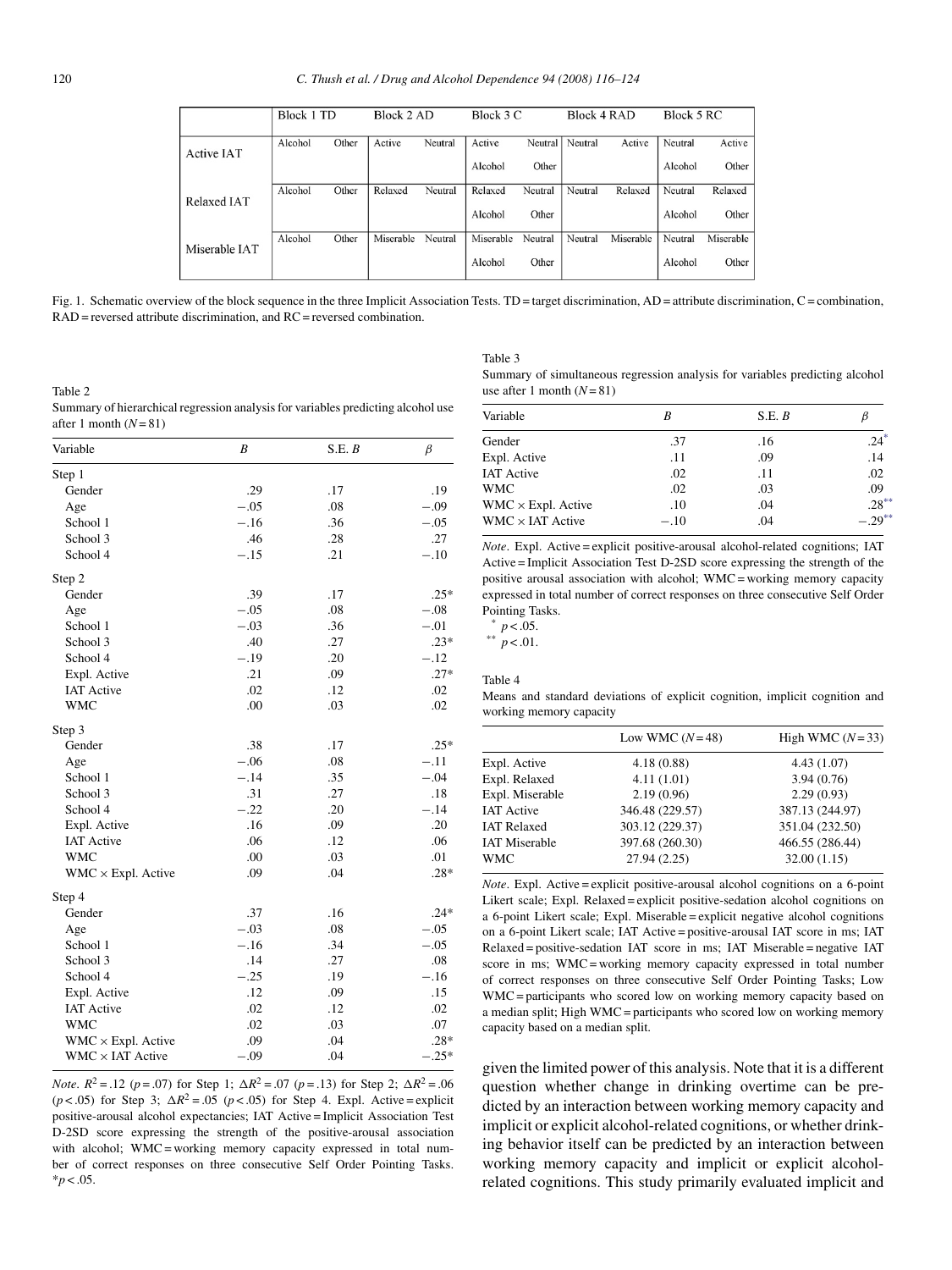| | Block 1 TD | | Block 2 AD | | Block 3 C | | Block 4 RAD | | Block 5 RC | |
|---|---|---|---|---|---|---|---|---|---|---|
| Active IAT | Alcohol | Other | Active | Neutral | Active<br>Alcohol | Neutral<br>Other | Neutral | Active | Neutral<br>Alcohol | Active<br>Other |
| Relaxed IAT | Alcohol | Other | Relaxed | Neutral | Relaxed<br>Alcohol | Neutral<br>Other | Neutral | Relaxed | Neutral<br>Alcohol | Relaxed<br>Other |
| Miserable IAT | Alcohol | Other | Miserable | Neutral | Miserable<br>Alcohol | Neutral<br>Other | Neutral | Miserable | Neutral<br>Alcohol | Miserable<br>Other |

Fig. 1. Schematic overview of the block sequence in the three Implicit Association Tests. TD = target discrimination, AD = attribute discrimination, C = combination, RAD = reversed attribute discrimination, and RC = reversed combination.

Table 2
Summary of hierarchical regression analysis for variables predicting alcohol use after 1 month ($N = 81$)

| Variable | *B* | S.E. *B* | $\beta$ |
|---|---|---|---|
| Step 1 | | | |
| Gender | .29 | .17 | .19 |
| Age | −.05 | .08 | −.09 |
| School 1 | −.16 | .36 | −.05 |
| School 3 | .46 | .28 | .27 |
| School 4 | −.15 | .21 | −.10 |
| Step 2 | | | |
| Gender | .39 | .17 | .25* |
| Age | −.05 | .08 | −.08 |
| School 1 | −.03 | .36 | −.01 |
| School 3 | .40 | .27 | .23* |
| School 4 | −.19 | .20 | −.12 |
| Expl. Active | .21 | .09 | .27* |
| IAT Active | .02 | .12 | .02 |
| WMC | .00 | .03 | .02 |
| Step 3 | | | |
| Gender | .38 | .17 | .25* |
| Age | −.06 | .08 | −.11 |
| School 1 | −.14 | .35 | −.04 |
| School 3 | .31 | .27 | .18 |
| School 4 | −.22 | .20 | −.14 |
| Expl. Active | .16 | .09 | .20 |
| IAT Active | .06 | .12 | .06 |
| WMC | .00 | .03 | .01 |
| WMC × Expl. Active | .09 | .04 | .28* |
| Step 4 | | | |
| Gender | .37 | .16 | .24* |
| Age | −.03 | .08 | −.05 |
| School 1 | −.16 | .34 | −.05 |
| School 3 | .14 | .27 | .08 |
| School 4 | −.25 | .19 | −.16 |
| Expl. Active | .12 | .09 | .15 |
| IAT Active | .02 | .12 | .02 |
| WMC | .02 | .03 | .07 |
| WMC × Expl. Active | .09 | .04 | .28* |
| WMC × IAT Active | −.09 | .04 | −.25* |

*Note*. $R^2 = .12$ ($p = .07$) for Step 1; $\Delta R^2 = .07$ ($p = .13$) for Step 2; $\Delta R^2 = .06$ ($p < .05$) for Step 3; $\Delta R^2 = .05$ ($p < .05$) for Step 4. Expl. Active = explicit positive-arousal alcohol expectancies; IAT Active = Implicit Association Test D-2SD score expressing the strength of the positive-arousal association with alcohol; WMC = working memory capacity expressed in total number of correct responses on three consecutive Self Order Pointing Tasks. *$p < .05$.

Table 3
Summary of simultaneous regression analysis for variables predicting alcohol use after 1 month ($N = 81$)

| Variable | *B* | S.E. *B* | $\beta$ |
|---|---|---|---|
| Gender | .37 | .16 | .24* |
| Expl. Active | .11 | .09 | .14 |
| IAT Active | .02 | .11 | .02 |
| WMC | .02 | .03 | .09 |
| WMC × Expl. Active | .10 | .04 | .28** |
| WMC × IAT Active | −.10 | .04 | −.29** |

*Note*. Expl. Active = explicit positive-arousal alcohol-related cognitions; IAT Active = Implicit Association Test D-2SD score expressing the strength of the positive arousal association with alcohol; WMC = working memory capacity expressed in total number of correct responses on three consecutive Self Order Pointing Tasks.
* $p < .05$.
** $p < .01$.

Table 4
Means and standard deviations of explicit cognition, implicit cognition and working memory capacity

| | Low WMC ($N = 48$) | High WMC ($N = 33$) |
|---|---|---|
| Expl. Active | 4.18 (0.88) | 4.43 (1.07) |
| Expl. Relaxed | 4.11 (1.01) | 3.94 (0.76) |
| Expl. Miserable | 2.19 (0.96) | 2.29 (0.93) |
| IAT Active | 346.48 (229.57) | 387.13 (244.97) |
| IAT Relaxed | 303.12 (229.37) | 351.04 (232.50) |
| IAT Miserable | 397.68 (260.30) | 466.55 (286.44) |
| WMC | 27.94 (2.25) | 32.00 (1.15) |

*Note*. Expl. Active = explicit positive-arousal alcohol cognitions on a 6-point Likert scale; Expl. Relaxed = explicit positive-sedation alcohol cognitions on a 6-point Likert scale; Expl. Miserable = explicit negative alcohol cognitions on a 6-point Likert scale; IAT Active = positive-arousal IAT score in ms; IAT Relaxed = positive-sedation IAT score in ms; IAT Miserable = negative IAT score in ms; WMC = working memory capacity expressed in total number of correct responses on three consecutive Self Order Pointing Tasks; Low WMC = participants who scored low on working memory capacity based on a median split; High WMC = participants who scored low on working memory capacity based on a median split.

given the limited power of this analysis. Note that it is a different question whether change in drinking overtime can be predicted by an interaction between working memory capacity and implicit or explicit alcohol-related cognitions, or whether drinking behavior itself can be predicted by an interaction between working memory capacity and implicit or explicit alcohol-related cognitions. This study primarily evaluated implicit and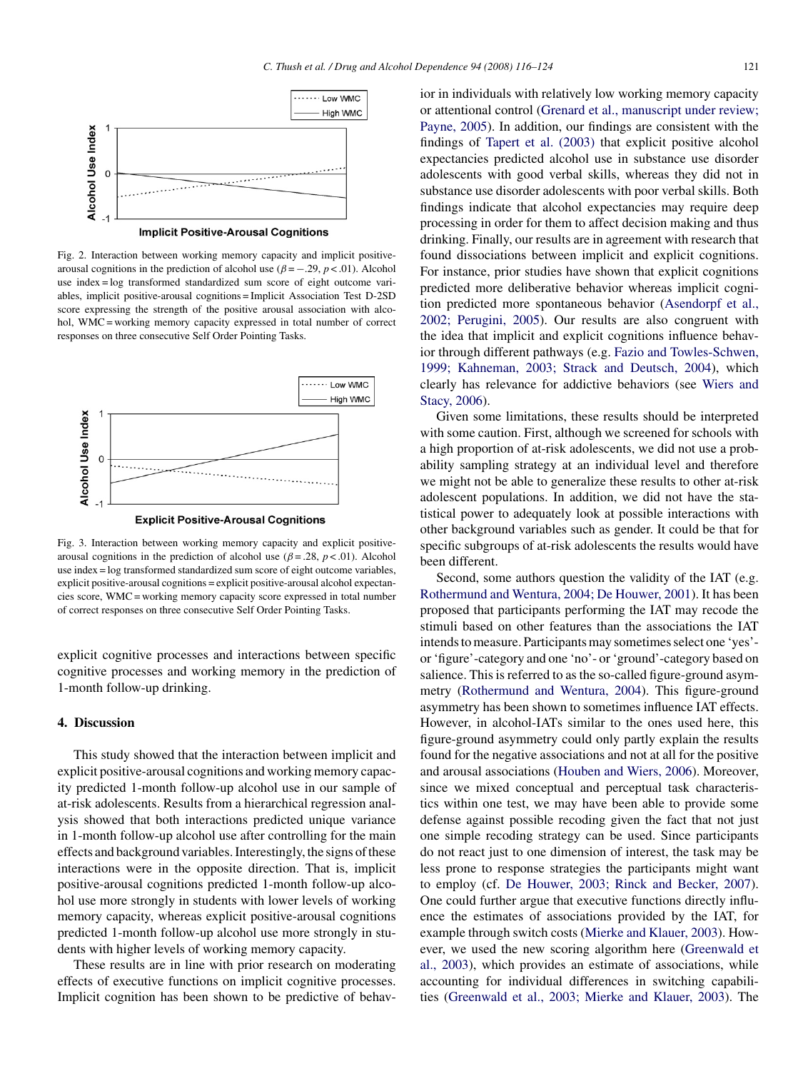Low WMC

High WMC

Alcohol Use Index

1

0

-1

Implicit Positive-Arousal Cognitions

Fig. 2. Interaction between working memory capacity and implicit positive-arousal cognitions in the prediction of alcohol use ($\beta = -.29$, $p < .01$). Alcohol use index = log transformed standardized sum score of eight outcome variables, implicit positive-arousal cognitions = Implicit Association Test D-2SD score expressing the strength of the positive arousal association with alcohol, WMC = working memory capacity expressed in total number of correct responses on three consecutive Self Order Pointing Tasks.

Low WMC

High WMC

Alcohol Use Index

1

0

-1

Explicit Positive-Arousal Cognitions

Fig. 3. Interaction between working memory capacity and explicit positive-arousal cognitions in the prediction of alcohol use ($\beta = .28$, $p < .01$). Alcohol use index = log transformed standardized sum score of eight outcome variables, explicit positive-arousal cognitions = explicit positive-arousal alcohol expectancies score, WMC = working memory capacity score expressed in total number of correct responses on three consecutive Self Order Pointing Tasks.

explicit cognitive processes and interactions between specific cognitive processes and working memory in the prediction of 1-month follow-up drinking.

## 4. Discussion

This study showed that the interaction between implicit and explicit positive-arousal cognitions and working memory capacity predicted 1-month follow-up alcohol use in our sample of at-risk adolescents. Results from a hierarchical regression analysis showed that both interactions predicted unique variance in 1-month follow-up alcohol use after controlling for the main effects and background variables. Interestingly, the signs of these interactions were in the opposite direction. That is, implicit positive-arousal cognitions predicted 1-month follow-up alcohol use more strongly in students with lower levels of working memory capacity, whereas explicit positive-arousal cognitions predicted 1-month follow-up alcohol use more strongly in students with higher levels of working memory capacity.

These results are in line with prior research on moderating effects of executive functions on implicit cognitive processes. Implicit cognition has been shown to be predictive of behavior in individuals with relatively low working memory capacity or attentional control (Grenard et al., manuscript under review; Payne, 2005). In addition, our findings are consistent with the findings of Tapert et al. (2003) that explicit positive alcohol expectancies predicted alcohol use in substance use disorder adolescents with good verbal skills, whereas they did not in substance use disorder adolescents with poor verbal skills. Both findings indicate that alcohol expectancies may require deep processing in order for them to affect decision making and thus drinking. Finally, our results are in agreement with research that found dissociations between implicit and explicit cognitions. For instance, prior studies have shown that explicit cognitions predicted more deliberative behavior whereas implicit cognition predicted more spontaneous behavior (Asendorpf et al., 2002; Perugini, 2005). Our results are also congruent with the idea that implicit and explicit cognitions influence behavior through different pathways (e.g. Fazio and Towles-Schwen, 1999; Kahneman, 2003; Strack and Deutsch, 2004), which clearly has relevance for addictive behaviors (see Wiers and Stacy, 2006).

Given some limitations, these results should be interpreted with some caution. First, although we screened for schools with a high proportion of at-risk adolescents, we did not use a probability sampling strategy at an individual level and therefore we might not be able to generalize these results to other at-risk adolescent populations. In addition, we did not have the statistical power to adequately look at possible interactions with other background variables such as gender. It could be that for specific subgroups of at-risk adolescents the results would have been different.

Second, some authors question the validity of the IAT (e.g. Rothermund and Wentura, 2004; De Houwer, 2001). It has been proposed that participants performing the IAT may recode the stimuli based on other features than the associations the IAT intends to measure. Participants may sometimes select one 'yes'- or 'figure'-category and one 'no'- or 'ground'-category based on salience. This is referred to as the so-called figure-ground asymmetry (Rothermund and Wentura, 2004). This figure-ground asymmetry has been shown to sometimes influence IAT effects. However, in alcohol-IATs similar to the ones used here, this figure-ground asymmetry could only partly explain the results found for the negative associations and not at all for the positive and arousal associations (Houben and Wiers, 2006). Moreover, since we mixed conceptual and perceptual task characteristics within one test, we may have been able to provide some defense against possible recoding given the fact that not just one simple recoding strategy can be used. Since participants do not react just to one dimension of interest, the task may be less prone to response strategies the participants might want to employ (cf. De Houwer, 2003; Rinck and Becker, 2007). One could further argue that executive functions directly influence the estimates of associations provided by the IAT, for example through switch costs (Mierke and Klauer, 2003). However, we used the new scoring algorithm here (Greenwald et al., 2003), which provides an estimate of associations, while accounting for individual differences in switching capabilities (Greenwald et al., 2003; Mierke and Klauer, 2003). The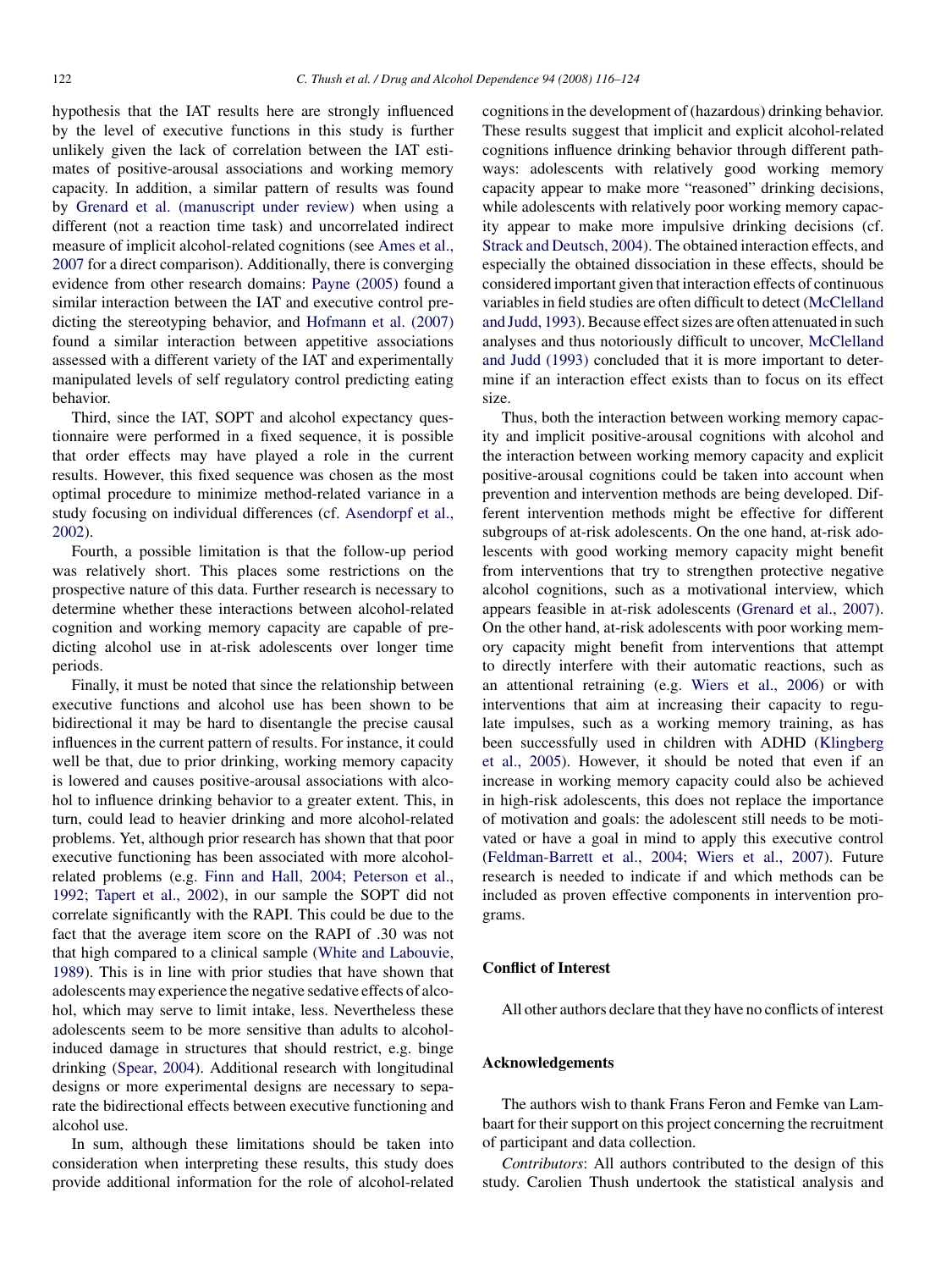hypothesis that the IAT results here are strongly influenced by the level of executive functions in this study is further unlikely given the lack of correlation between the IAT estimates of positive-arousal associations and working memory capacity. In addition, a similar pattern of results was found by Grenard et al. (manuscript under review) when using a different (not a reaction time task) and uncorrelated indirect measure of implicit alcohol-related cognitions (see Ames et al., 2007 for a direct comparison). Additionally, there is converging evidence from other research domains: Payne (2005) found a similar interaction between the IAT and executive control predicting the stereotyping behavior, and Hofmann et al. (2007) found a similar interaction between appetitive associations assessed with a different variety of the IAT and experimentally manipulated levels of self regulatory control predicting eating behavior.

Third, since the IAT, SOPT and alcohol expectancy questionnaire were performed in a fixed sequence, it is possible that order effects may have played a role in the current results. However, this fixed sequence was chosen as the most optimal procedure to minimize method-related variance in a study focusing on individual differences (cf. Asendorpf et al., 2002).

Fourth, a possible limitation is that the follow-up period was relatively short. This places some restrictions on the prospective nature of this data. Further research is necessary to determine whether these interactions between alcohol-related cognition and working memory capacity are capable of predicting alcohol use in at-risk adolescents over longer time periods.

Finally, it must be noted that since the relationship between executive functions and alcohol use has been shown to be bidirectional it may be hard to disentangle the precise causal influences in the current pattern of results. For instance, it could well be that, due to prior drinking, working memory capacity is lowered and causes positive-arousal associations with alcohol to influence drinking behavior to a greater extent. This, in turn, could lead to heavier drinking and more alcohol-related problems. Yet, although prior research has shown that that poor executive functioning has been associated with more alcohol-related problems (e.g. Finn and Hall, 2004; Peterson et al., 1992; Tapert et al., 2002), in our sample the SOPT did not correlate significantly with the RAPI. This could be due to the fact that the average item score on the RAPI of .30 was not that high compared to a clinical sample (White and Labouvie, 1989). This is in line with prior studies that have shown that adolescents may experience the negative sedative effects of alcohol, which may serve to limit intake, less. Nevertheless these adolescents seem to be more sensitive than adults to alcohol-induced damage in structures that should restrict, e.g. binge drinking (Spear, 2004). Additional research with longitudinal designs or more experimental designs are necessary to separate the bidirectional effects between executive functioning and alcohol use.

In sum, although these limitations should be taken into consideration when interpreting these results, this study does provide additional information for the role of alcohol-related cognitions in the development of (hazardous) drinking behavior. These results suggest that implicit and explicit alcohol-related cognitions influence drinking behavior through different pathways: adolescents with relatively good working memory capacity appear to make more "reasoned" drinking decisions, while adolescents with relatively poor working memory capacity appear to make more impulsive drinking decisions (cf. Strack and Deutsch, 2004). The obtained interaction effects, and especially the obtained dissociation in these effects, should be considered important given that interaction effects of continuous variables in field studies are often difficult to detect (McClelland and Judd, 1993). Because effect sizes are often attenuated in such analyses and thus notoriously difficult to uncover, McClelland and Judd (1993) concluded that it is more important to determine if an interaction effect exists than to focus on its effect size.

Thus, both the interaction between working memory capacity and implicit positive-arousal cognitions with alcohol and the interaction between working memory capacity and explicit positive-arousal cognitions could be taken into account when prevention and intervention methods are being developed. Different intervention methods might be effective for different subgroups of at-risk adolescents. On the one hand, at-risk adolescents with good working memory capacity might benefit from interventions that try to strengthen protective negative alcohol cognitions, such as a motivational interview, which appears feasible in at-risk adolescents (Grenard et al., 2007). On the other hand, at-risk adolescents with poor working memory capacity might benefit from interventions that attempt to directly interfere with their automatic reactions, such as an attentional retraining (e.g. Wiers et al., 2006) or with interventions that aim at increasing their capacity to regulate impulses, such as a working memory training, as has been successfully used in children with ADHD (Klingberg et al., 2005). However, it should be noted that even if an increase in working memory capacity could also be achieved in high-risk adolescents, this does not replace the importance of motivation and goals: the adolescent still needs to be motivated or have a goal in mind to apply this executive control (Feldman-Barrett et al., 2004; Wiers et al., 2007). Future research is needed to indicate if and which methods can be included as proven effective components in intervention programs.

## Conflict of Interest

All other authors declare that they have no conflicts of interest

## Acknowledgements

The authors wish to thank Frans Feron and Femke van Lambaart for their support on this project concerning the recruitment of participant and data collection.

*Contributors*: All authors contributed to the design of this study. Carolien Thush undertook the statistical analysis and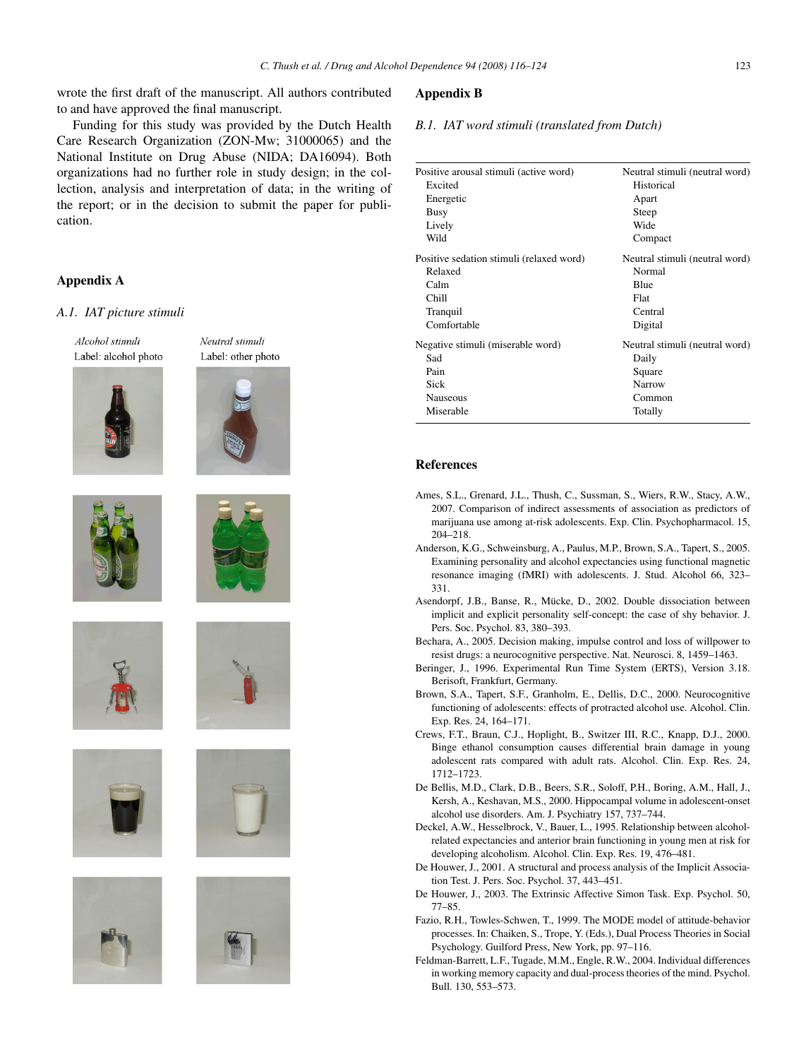wrote the first draft of the manuscript. All authors contributed to and have approved the final manuscript.

Funding for this study was provided by the Dutch Health Care Research Organization (ZON-Mw; 31000065) and the National Institute on Drug Abuse (NIDA; DA16094). Both organizations had no further role in study design; in the collection, analysis and interpretation of data; in the writing of the report; or in the decision to submit the paper for publication.

## Appendix A

### A.1. IAT picture stimuli

*Alcohol stimuli*
Label: alcohol photo

*Neutral stimuli*
Label: other photo

## Appendix B

### B.1. IAT word stimuli (translated from Dutch)

| | |
|---|---|
| Positive arousal stimuli (active word) | Neutral stimuli (neutral word) |
| Excited | Historical |
| Energetic | Apart |
| Busy | Steep |
| Lively | Wide |
| Wild | Compact |
| Positive sedation stimuli (relaxed word) | Neutral stimuli (neutral word) |
| Relaxed | Normal |
| Calm | Blue |
| Chill | Flat |
| Tranquil | Central |
| Comfortable | Digital |
| Negative stimuli (miserable word) | Neutral stimuli (neutral word) |
| Sad | Daily |
| Pain | Square |
| Sick | Narrow |
| Nauseous | Common |
| Miserable | Totally |

## References

Ames, S.L., Grenard, J.L., Thush, C., Sussman, S., Wiers, R.W., Stacy, A.W., 2007. Comparison of indirect assessments of association as predictors of marijuana use among at-risk adolescents. Exp. Clin. Psychopharmacol. 15, 204–218.

Anderson, K.G., Schweinsburg, A., Paulus, M.P., Brown, S.A., Tapert, S., 2005. Examining personality and alcohol expectancies using functional magnetic resonance imaging (fMRI) with adolescents. J. Stud. Alcohol 66, 323–331.

Asendorpf, J.B., Banse, R., Mücke, D., 2002. Double dissociation between implicit and explicit personality self-concept: the case of shy behavior. J. Pers. Soc. Psychol. 83, 380–393.

Bechara, A., 2005. Decision making, impulse control and loss of willpower to resist drugs: a neurocognitive perspective. Nat. Neurosci. 8, 1459–1463.

Beringer, J., 1996. Experimental Run Time System (ERTS), Version 3.18. Berisoft, Frankfurt, Germany.

Brown, S.A., Tapert, S.F., Granholm, E., Dellis, D.C., 2000. Neurocognitive functioning of adolescents: effects of protracted alcohol use. Alcohol. Clin. Exp. Res. 24, 164–171.

Crews, F.T., Braun, C.J., Hoplight, B., Switzer III, R.C., Knapp, D.J., 2000. Binge ethanol consumption causes differential brain damage in young adolescent rats compared with adult rats. Alcohol. Clin. Exp. Res. 24, 1712–1723.

De Bellis, M.D., Clark, D.B., Beers, S.R., Soloff, P.H., Boring, A.M., Hall, J., Kersh, A., Keshavan, M.S., 2000. Hippocampal volume in adolescent-onset alcohol use disorders. Am. J. Psychiatry 157, 737–744.

Deckel, A.W., Hesselbrock, V., Bauer, L., 1995. Relationship between alcohol-related expectancies and anterior brain functioning in young men at risk for developing alcoholism. Alcohol. Clin. Exp. Res. 19, 476–481.

De Houwer, J., 2001. A structural and process analysis of the Implicit Association Test. J. Pers. Soc. Psychol. 37, 443–451.

De Houwer, J., 2003. The Extrinsic Affective Simon Task. Exp. Psychol. 50, 77–85.

Fazio, R.H., Towles-Schwen, T., 1999. The MODE model of attitude-behavior processes. In: Chaiken, S., Trope, Y. (Eds.), Dual Process Theories in Social Psychology. Guilford Press, New York, pp. 97–116.

Feldman-Barrett, L.F., Tugade, M.M., Engle, R.W., 2004. Individual differences in working memory capacity and dual-process theories of the mind. Psychol. Bull. 130, 553–573.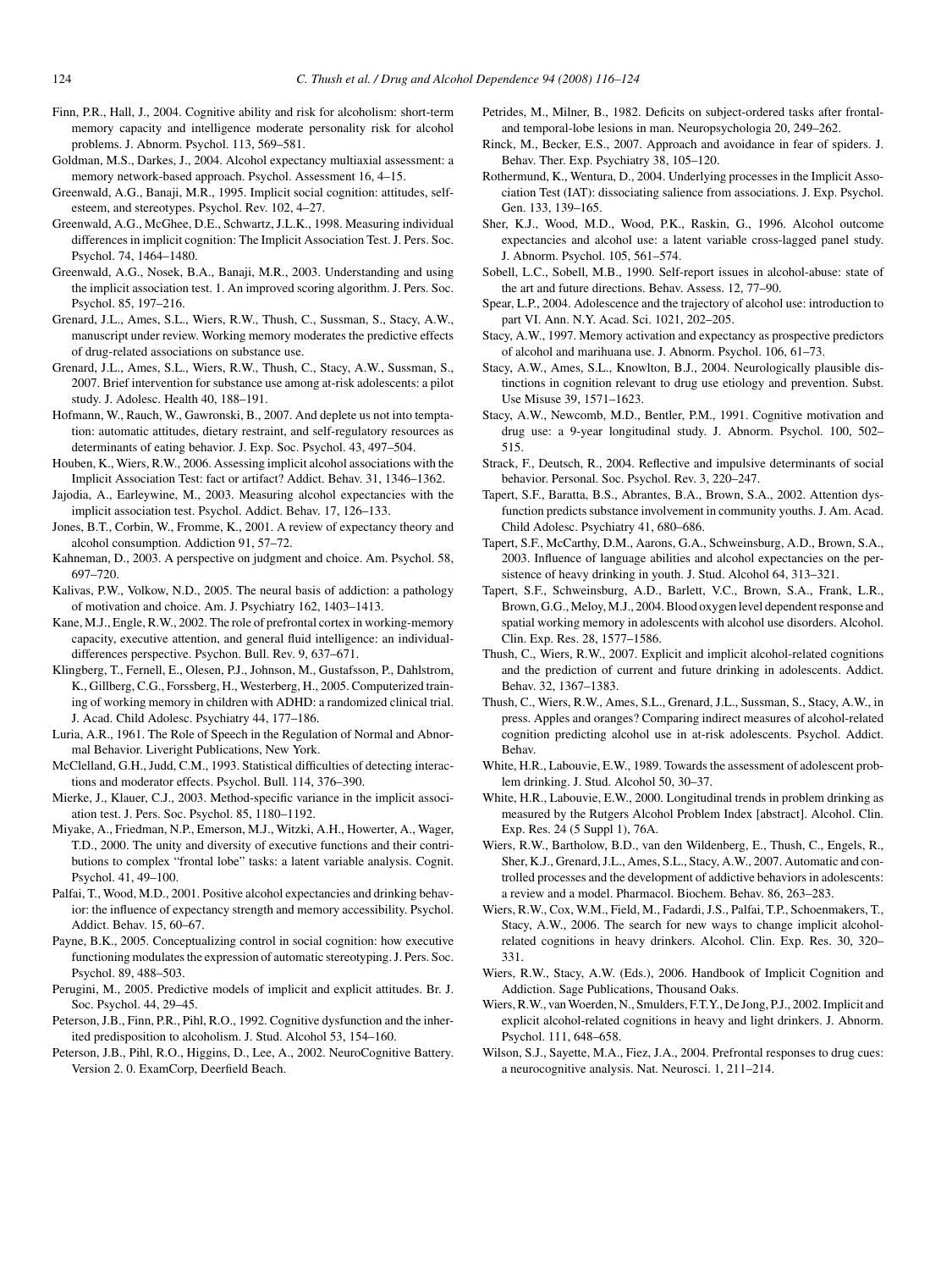Finn, P.R., Hall, J., 2004. Cognitive ability and risk for alcoholism: short-term memory capacity and intelligence moderate personality risk for alcohol problems. J. Abnorm. Psychol. 113, 569–581.

Goldman, M.S., Darkes, J., 2004. Alcohol expectancy multiaxial assessment: a memory network-based approach. Psychol. Assessment 16, 4–15.

Greenwald, A.G., Banaji, M.R., 1995. Implicit social cognition: attitudes, self-esteem, and stereotypes. Psychol. Rev. 102, 4–27.

Greenwald, A.G., McGhee, D.E., Schwartz, J.L.K., 1998. Measuring individual differences in implicit cognition: The Implicit Association Test. J. Pers. Soc. Psychol. 74, 1464–1480.

Greenwald, A.G., Nosek, B.A., Banaji, M.R., 2003. Understanding and using the implicit association test. 1. An improved scoring algorithm. J. Pers. Soc. Psychol. 85, 197–216.

Grenard, J.L., Ames, S.L., Wiers, R.W., Thush, C., Sussman, S., Stacy, A.W., manuscript under review. Working memory moderates the predictive effects of drug-related associations on substance use.

Grenard, J.L., Ames, S.L., Wiers, R.W., Thush, C., Stacy, A.W., Sussman, S., 2007. Brief intervention for substance use among at-risk adolescents: a pilot study. J. Adolesc. Health 40, 188–191.

Hofmann, W., Rauch, W., Gawronski, B., 2007. And deplete us not into temptation: automatic attitudes, dietary restraint, and self-regulatory resources as determinants of eating behavior. J. Exp. Soc. Psychol. 43, 497–504.

Houben, K., Wiers, R.W., 2006. Assessing implicit alcohol associations with the Implicit Association Test: fact or artifact? Addict. Behav. 31, 1346–1362.

Jajodia, A., Earleywine, M., 2003. Measuring alcohol expectancies with the implicit association test. Psychol. Addict. Behav. 17, 126–133.

Jones, B.T., Corbin, W., Fromme, K., 2001. A review of expectancy theory and alcohol consumption. Addiction 91, 57–72.

Kahneman, D., 2003. A perspective on judgment and choice. Am. Psychol. 58, 697–720.

Kalivas, P.W., Volkow, N.D., 2005. The neural basis of addiction: a pathology of motivation and choice. Am. J. Psychiatry 162, 1403–1413.

Kane, M.J., Engle, R.W., 2002. The role of prefrontal cortex in working-memory capacity, executive attention, and general fluid intelligence: an individual-differences perspective. Psychon. Bull. Rev. 9, 637–671.

Klingberg, T., Fernell, E., Olesen, P.J., Johnson, M., Gustafsson, P., Dahlstrom, K., Gillberg, C.G., Forssberg, H., Westerberg, H., 2005. Computerized training of working memory in children with ADHD: a randomized clinical trial. J. Acad. Child Adolesc. Psychiatry 44, 177–186.

Luria, A.R., 1961. The Role of Speech in the Regulation of Normal and Abnormal Behavior. Liveright Publications, New York.

McClelland, G.H., Judd, C.M., 1993. Statistical difficulties of detecting interactions and moderator effects. Psychol. Bull. 114, 376–390.

Mierke, J., Klauer, C.J., 2003. Method-specific variance in the implicit association test. J. Pers. Soc. Psychol. 85, 1180–1192.

Miyake, A., Friedman, N.P., Emerson, M.J., Witzki, A.H., Howerter, A., Wager, T.D., 2000. The unity and diversity of executive functions and their contributions to complex "frontal lobe" tasks: a latent variable analysis. Cognit. Psychol. 41, 49–100.

Palfai, T., Wood, M.D., 2001. Positive alcohol expectancies and drinking behavior: the influence of expectancy strength and memory accessibility. Psychol. Addict. Behav. 15, 60–67.

Payne, B.K., 2005. Conceptualizing control in social cognition: how executive functioning modulates the expression of automatic stereotyping. J. Pers. Soc. Psychol. 89, 488–503.

Perugini, M., 2005. Predictive models of implicit and explicit attitudes. Br. J. Soc. Psychol. 44, 29–45.

Peterson, J.B., Finn, P.R., Pihl, R.O., 1992. Cognitive dysfunction and the inherited predisposition to alcoholism. J. Stud. Alcohol 53, 154–160.

Peterson, J.B., Pihl, R.O., Higgins, D., Lee, A., 2002. NeuroCognitive Battery. Version 2. 0. ExamCorp, Deerfield Beach.

Petrides, M., Milner, B., 1982. Deficits on subject-ordered tasks after frontal- and temporal-lobe lesions in man. Neuropsychologia 20, 249–262.

Rinck, M., Becker, E.S., 2007. Approach and avoidance in fear of spiders. J. Behav. Ther. Exp. Psychiatry 38, 105–120.

Rothermund, K., Wentura, D., 2004. Underlying processes in the Implicit Association Test (IAT): dissociating salience from associations. J. Exp. Psychol. Gen. 133, 139–165.

Sher, K.J., Wood, M.D., Wood, P.K., Raskin, G., 1996. Alcohol outcome expectancies and alcohol use: a latent variable cross-lagged panel study. J. Abnorm. Psychol. 105, 561–574.

Sobell, L.C., Sobell, M.B., 1990. Self-report issues in alcohol-abuse: state of the art and future directions. Behav. Assess. 12, 77–90.

Spear, L.P., 2004. Adolescence and the trajectory of alcohol use: introduction to part VI. Ann. N.Y. Acad. Sci. 1021, 202–205.

Stacy, A.W., 1997. Memory activation and expectancy as prospective predictors of alcohol and marihuana use. J. Abnorm. Psychol. 106, 61–73.

Stacy, A.W., Ames, S.L., Knowlton, B.J., 2004. Neurologically plausible distinctions in cognition relevant to drug use etiology and prevention. Subst. Use Misuse 39, 1571–1623.

Stacy, A.W., Newcomb, M.D., Bentler, P.M., 1991. Cognitive motivation and drug use: a 9-year longitudinal study. J. Abnorm. Psychol. 100, 502–515.

Strack, F., Deutsch, R., 2004. Reflective and impulsive determinants of social behavior. Personal. Soc. Psychol. Rev. 3, 220–247.

Tapert, S.F., Baratta, B.S., Abrantes, B.A., Brown, S.A., 2002. Attention dysfunction predicts substance involvement in community youths. J. Am. Acad. Child Adolesc. Psychiatry 41, 680–686.

Tapert, S.F., McCarthy, D.M., Aarons, G.A., Schweinsburg, A.D., Brown, S.A., 2003. Influence of language abilities and alcohol expectancies on the persistence of heavy drinking in youth. J. Stud. Alcohol 64, 313–321.

Tapert, S.F., Schweinsburg, A.D., Barlett, V.C., Brown, S.A., Frank, L.R., Brown, G.G., Meloy, M.J., 2004. Blood oxygen level dependent response and spatial working memory in adolescents with alcohol use disorders. Alcohol. Clin. Exp. Res. 28, 1577–1586.

Thush, C., Wiers, R.W., 2007. Explicit and implicit alcohol-related cognitions and the prediction of current and future drinking in adolescents. Addict. Behav. 32, 1367–1383.

Thush, C., Wiers, R.W., Ames, S.L., Grenard, J.L., Sussman, S., Stacy, A.W., in press. Apples and oranges? Comparing indirect measures of alcohol-related cognition predicting alcohol use in at-risk adolescents. Psychol. Addict. Behav.

White, H.R., Labouvie, E.W., 1989. Towards the assessment of adolescent problem drinking. J. Stud. Alcohol 50, 30–37.

White, H.R., Labouvie, E.W., 2000. Longitudinal trends in problem drinking as measured by the Rutgers Alcohol Problem Index [abstract]. Alcohol. Clin. Exp. Res. 24 (5 Suppl 1), 76A.

Wiers, R.W., Bartholow, B.D., van den Wildenberg, E., Thush, C., Engels, R., Sher, K.J., Grenard, J.L., Ames, S.L., Stacy, A.W., 2007. Automatic and controlled processes and the development of addictive behaviors in adolescents: a review and a model. Pharmacol. Biochem. Behav. 86, 263–283.

Wiers, R.W., Cox, W.M., Field, M., Fadardi, J.S., Palfai, T.P., Schoenmakers, T., Stacy, A.W., 2006. The search for new ways to change implicit alcohol-related cognitions in heavy drinkers. Alcohol. Clin. Exp. Res. 30, 320–331.

Wiers, R.W., Stacy, A.W. (Eds.), 2006. Handbook of Implicit Cognition and Addiction. Sage Publications, Thousand Oaks.

Wiers, R.W., van Woerden, N., Smulders, F.T.Y., De Jong, P.J., 2002. Implicit and explicit alcohol-related cognitions in heavy and light drinkers. J. Abnorm. Psychol. 111, 648–658.

Wilson, S.J., Sayette, M.A., Fiez, J.A., 2004. Prefrontal responses to drug cues: a neurocognitive analysis. Nat. Neurosci. 1, 211–214.